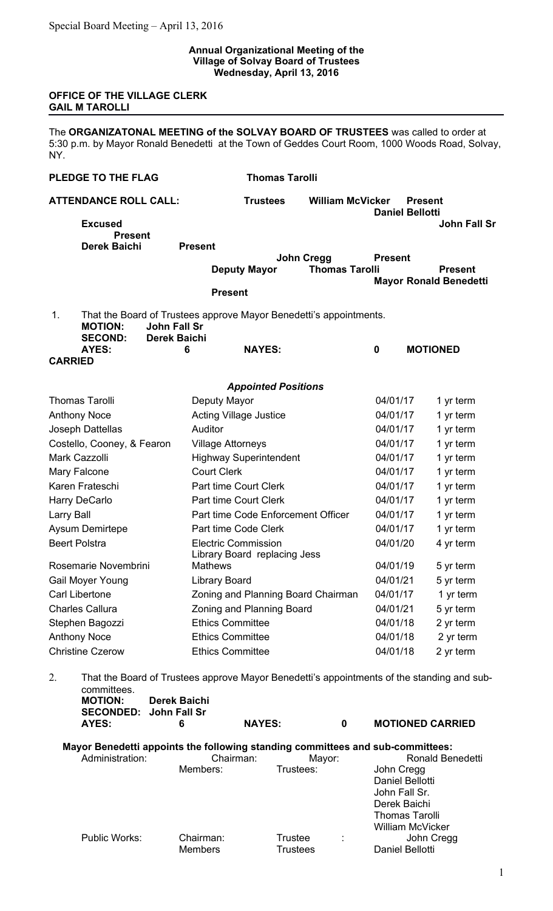Special Board Meeting – April 13, 2016

**Annual Organizational Meeting of the Village of Solvay Board of Trustees**
**Wednesday, April 13, 2016**

**OFFICE OF THE VILLAGE CLERK**
**GAIL M TAROLLI**

---

The **ORGANIZATONAL MEETING of the SOLVAY BOARD OF TRUSTEES** was called to order at 5:30 p.m. by Mayor Ronald Benedetti at the Town of Geddes Court Room, 1000 Woods Road, Solvay, NY.

**PLEDGE TO THE FLAG** **Thomas Tarolli**

**ATTENDANCE ROLL CALL:** **Trustees** **William McVicker** **Present**
**Daniel Bellotti** **Excused**
**John Fall Sr** **Present**
**Derek Baichi** **Present**
**John Cregg** **Present**
**Deputy Mayor** **Thomas Tarolli** **Present**
**Mayor Ronald Benedetti** **Present**

1. That the Board of Trustees approve Mayor Benedetti's appointments.
   **MOTION:** **John Fall Sr**
   **SECOND:** **Derek Baichi**
   **AYES:** **6** **NAYES:** **0** **MOTIONED CARRIED**

***Appointed Positions***

| Name | Position | Date | Term |
|---|---|---|---|
| Thomas Tarolli | Deputy Mayor | 04/01/17 | 1 yr term |
| Anthony Noce | Acting Village Justice | 04/01/17 | 1 yr term |
| Joseph Dattellas | Auditor | 04/01/17 | 1 yr term |
| Costello, Cooney, & Fearon | Village Attorneys | 04/01/17 | 1 yr term |
| Mark Cazzolli | Highway Superintendent | 04/01/17 | 1 yr term |
| Mary Falcone | Court Clerk | 04/01/17 | 1 yr term |
| Karen Frateschi | Part time Court Clerk | 04/01/17 | 1 yr term |
| Harry DeCarlo | Part time Court Clerk | 04/01/17 | 1 yr term |
| Larry Ball | Part time Code Enforcement Officer | 04/01/17 | 1 yr term |
| Aysum Demirtepe | Part time Code Clerk | 04/01/17 | 1 yr term |
| Beert Polstra | Electric Commission | 04/01/20 | 4 yr term |
| Rosemarie Novembrini | Library Board replacing Jess Mathews | 04/01/19 | 5 yr term |
| Gail Moyer Young | Library Board | 04/01/21 | 5 yr term |
| Carl Libertone | Zoning and Planning Board Chairman | 04/01/17 | 1 yr term |
| Charles Callura | Zoning and Planning Board | 04/01/21 | 5 yr term |
| Stephen Bagozzi | Ethics Committee | 04/01/18 | 2 yr term |
| Anthony Noce | Ethics Committee | 04/01/18 | 2 yr term |
| Christine Czerow | Ethics Committee | 04/01/18 | 2 yr term |

2. That the Board of Trustees approve Mayor Benedetti's appointments of the standing and sub-committees.
   **MOTION:** **Derek Baichi**
   **SECONDED:** **John Fall Sr**
   **AYES:** **6** **NAYES:** **0** **MOTIONED CARRIED**

**Mayor Benedetti appoints the following standing committees and sub-committees:**

| Committee | Role | Title | Name |
|---|---|---|---|
| Administration: | Chairman: | Mayor: | Ronald Benedetti |
| | Members: | Trustees: | John Cregg |
| | | | Daniel Bellotti |
| | | | John Fall Sr. |
| | | | Derek Baichi |
| | | | Thomas Tarolli |
| | | | William McVicker |
| Public Works: | Chairman: | Trustee : | John Cregg |
| | Members | Trustees | Daniel Bellotti |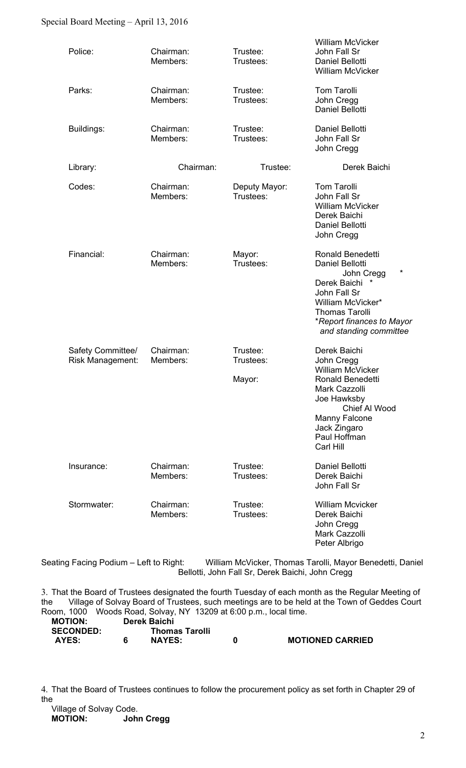| Committee | Role | Title | Name |
|---|---|---|---|
| Police: | Chairman: | Trustee: | William McVicker |
| | Members: | Trustees: | John Fall Sr |
| | | | Daniel Bellotti |
| | | | William McVicker |
| Parks: | Chairman: | Trustee: | Tom Tarolli |
| | Members: | Trustees: | John Cregg |
| | | | Daniel Bellotti |
| Buildings: | Chairman: | Trustee: | Daniel Bellotti |
| | Members: | Trustees: | John Fall Sr |
| | | | John Cregg |
| Library: | Chairman: | Trustee: | Derek Baichi |
| Codes: | Chairman: | Deputy Mayor: | Tom Tarolli |
| | Members: | Trustees: | John Fall Sr |
| | | | William McVicker |
| | | | Derek Baichi |
| | | | Daniel Bellotti |
| | | | John Cregg |
| Financial: | Chairman: | Mayor: | Ronald Benedetti |
| | Members: | Trustees: | Daniel Bellotti |
| | | | John Cregg * |
| | | | Derek Baichi * |
| | | | John Fall Sr |
| | | | William McVicker* |
| | | | Thomas Tarolli |
| | | | **Report finances to Mayor and standing committee* |
| Safety Committee/ Risk Management: | Chairman: | Trustee: | Derek Baichi |
| | Members: | Trustees: | John Cregg |
| | | | William McVicker |
| | | Mayor: | Ronald Benedetti |
| | | | Mark Cazzolli |
| | | | Joe Hawksby |
| | | | Chief Al Wood |
| | | | Manny Falcone |
| | | | Jack Zingaro |
| | | | Paul Hoffman |
| | | | Carl Hill |
| Insurance: | Chairman: | Trustee: | Daniel Bellotti |
| | Members: | Trustees: | Derek Baichi |
| | | | John Fall Sr |
| Stormwater: | Chairman: | Trustee: | William Mcvicker |
| | Members: | Trustees: | Derek Baichi |
| | | | John Cregg |
| | | | Mark Cazzolli |
| | | | Peter Albrigo |

Seating Facing Podium – Left to Right: William McVicker, Thomas Tarolli, Mayor Benedetti, Daniel Bellotti, John Fall Sr, Derek Baichi, John Cregg

3. That the Board of Trustees designated the fourth Tuesday of each month as the Regular Meeting of the Village of Solvay Board of Trustees, such meetings are to be held at the Town of Geddes Court Room, 1000 Woods Road, Solvay, NY 13209 at 6:00 p.m., local time.

**MOTION:** **Derek Baichi**
**SECONDED:** **Thomas Tarolli**
**AYES: 6** **NAYES: 0** **MOTIONED CARRIED**

4. That the Board of Trustees continues to follow the procurement policy as set forth in Chapter 29 of the Village of Solvay Code.

**MOTION:** **John Cregg**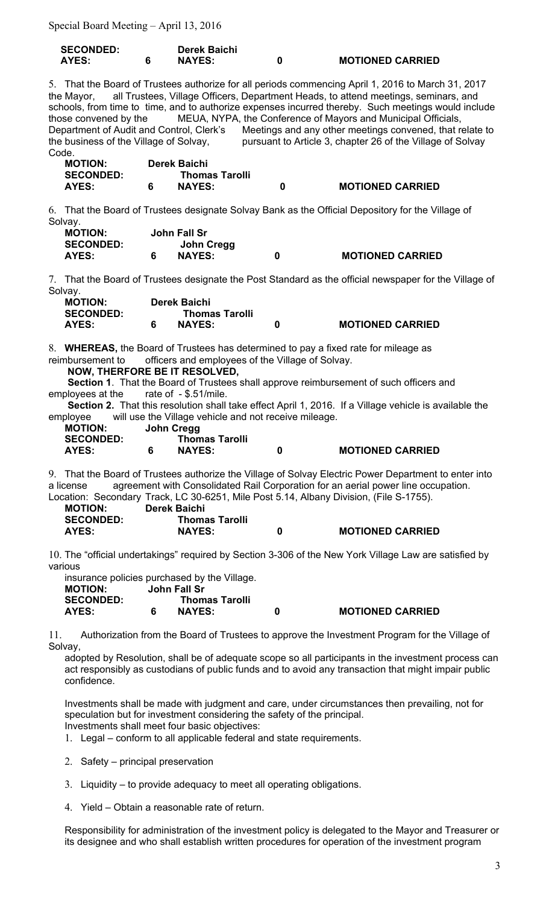| SECONDED: | | Derek Baichi | | |
|---|---|---|---|---|
| AYES: | 6 | NAYES: | 0 | MOTIONED CARRIED |

5. That the Board of Trustees authorize for all periods commencing April 1, 2016 to March 31, 2017 the Mayor, all Trustees, Village Officers, Department Heads, to attend meetings, seminars, and schools, from time to time, and to authorize expenses incurred thereby. Such meetings would include those convened by the MEUA, NYPA, the Conference of Mayors and Municipal Officials, Department of Audit and Control, Clerk's Meetings and any other meetings convened, that relate to the business of the Village of Solvay, pursuant to Article 3, chapter 26 of the Village of Solvay Code.

| MOTION: | | Derek Baichi | | |
|---|---|---|---|---|
| SECONDED: | | Thomas Tarolli | | |
| AYES: | 6 | NAYES: | 0 | MOTIONED CARRIED |

6. That the Board of Trustees designate Solvay Bank as the Official Depository for the Village of Solvay.

| MOTION: | | John Fall Sr | | |
|---|---|---|---|---|
| SECONDED: | | John Cregg | | |
| AYES: | 6 | NAYES: | 0 | MOTIONED CARRIED |

7. That the Board of Trustees designate the Post Standard as the official newspaper for the Village of Solvay.

| MOTION: | | Derek Baichi | | |
|---|---|---|---|---|
| SECONDED: | | Thomas Tarolli | | |
| AYES: | 6 | NAYES: | 0 | MOTIONED CARRIED |

8. **WHEREAS,** the Board of Trustees has determined to pay a fixed rate for mileage as reimbursement to officers and employees of the Village of Solvay.

**NOW, THERFORE BE IT RESOLVED,**

**Section 1**. That the Board of Trustees shall approve reimbursement of such officers and employees at the rate of - $.51/mile.

**Section 2.** That this resolution shall take effect April 1, 2016. If a Village vehicle is available the employee will use the Village vehicle and not receive mileage.

| MOTION: | | John Cregg | | |
|---|---|---|---|---|
| SECONDED: | | Thomas Tarolli | | |
| AYES: | 6 | NAYES: | 0 | MOTIONED CARRIED |

9. That the Board of Trustees authorize the Village of Solvay Electric Power Department to enter into a license agreement with Consolidated Rail Corporation for an aerial power line occupation. Location: Secondary Track, LC 30-6251, Mile Post 5.14, Albany Division, (File S-1755).

| MOTION: | | Derek Baichi | | |
|---|---|---|---|---|
| SECONDED: | | Thomas Tarolli | | |
| AYES: | | NAYES: | 0 | MOTIONED CARRIED |

10. The "official undertakings" required by Section 3-306 of the New York Village Law are satisfied by various insurance policies purchased by the Village.

| MOTION: | | John Fall Sr | | |
|---|---|---|---|---|
| SECONDED: | | Thomas Tarolli | | |
| AYES: | 6 | NAYES: | 0 | MOTIONED CARRIED |

11. Authorization from the Board of Trustees to approve the Investment Program for the Village of Solvay, adopted by Resolution, shall be of adequate scope so all participants in the investment process can act responsibly as custodians of public funds and to avoid any transaction that might impair public confidence.

Investments shall be made with judgment and care, under circumstances then prevailing, not for speculation but for investment considering the safety of the principal.
Investments shall meet four basic objectives:

1. Legal – conform to all applicable federal and state requirements.
2. Safety – principal preservation
3. Liquidity – to provide adequacy to meet all operating obligations.
4. Yield – Obtain a reasonable rate of return.

Responsibility for administration of the investment policy is delegated to the Mayor and Treasurer or its designee and who shall establish written procedures for operation of the investment program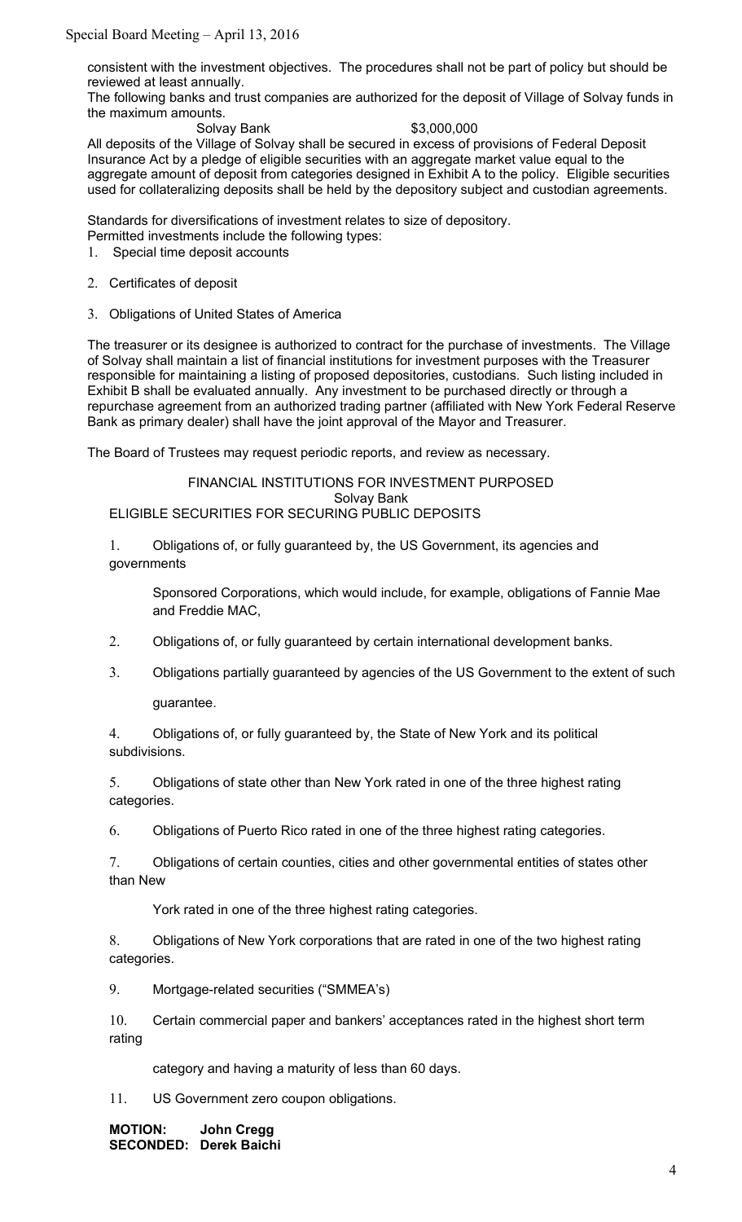consistent with the investment objectives. The procedures shall not be part of policy but should be reviewed at least annually.
The following banks and trust companies are authorized for the deposit of Village of Solvay funds in the maximum amounts.

Solvay Bank $3,000,000

All deposits of the Village of Solvay shall be secured in excess of provisions of Federal Deposit Insurance Act by a pledge of eligible securities with an aggregate market value equal to the aggregate amount of deposit from categories designed in Exhibit A to the policy. Eligible securities used for collateralizing deposits shall be held by the depository subject and custodian agreements.

Standards for diversifications of investment relates to size of depository.
Permitted investments include the following types:

1. Special time deposit accounts
2. Certificates of deposit
3. Obligations of United States of America

The treasurer or its designee is authorized to contract for the purchase of investments. The Village of Solvay shall maintain a list of financial institutions for investment purposes with the Treasurer responsible for maintaining a listing of proposed depositories, custodians. Such listing included in Exhibit B shall be evaluated annually. Any investment to be purchased directly or through a repurchase agreement from an authorized trading partner (affiliated with New York Federal Reserve Bank as primary dealer) shall have the joint approval of the Mayor and Treasurer.

The Board of Trustees may request periodic reports, and review as necessary.

FINANCIAL INSTITUTIONS FOR INVESTMENT PURPOSED
Solvay Bank
ELIGIBLE SECURITIES FOR SECURING PUBLIC DEPOSITS

1. Obligations of, or fully guaranteed by, the US Government, its agencies and governments

   Sponsored Corporations, which would include, for example, obligations of Fannie Mae and Freddie MAC,

2. Obligations of, or fully guaranteed by certain international development banks.

3. Obligations partially guaranteed by agencies of the US Government to the extent of such

   guarantee.

4. Obligations of, or fully guaranteed by, the State of New York and its political subdivisions.

5. Obligations of state other than New York rated in one of the three highest rating categories.

6. Obligations of Puerto Rico rated in one of the three highest rating categories.

7. Obligations of certain counties, cities and other governmental entities of states other than New

   York rated in one of the three highest rating categories.

8. Obligations of New York corporations that are rated in one of the two highest rating categories.

9. Mortgage-related securities ("SMMEA's)

10. Certain commercial paper and bankers' acceptances rated in the highest short term rating

    category and having a maturity of less than 60 days.

11. US Government zero coupon obligations.

**MOTION: John Cregg**
**SECONDED: Derek Baichi**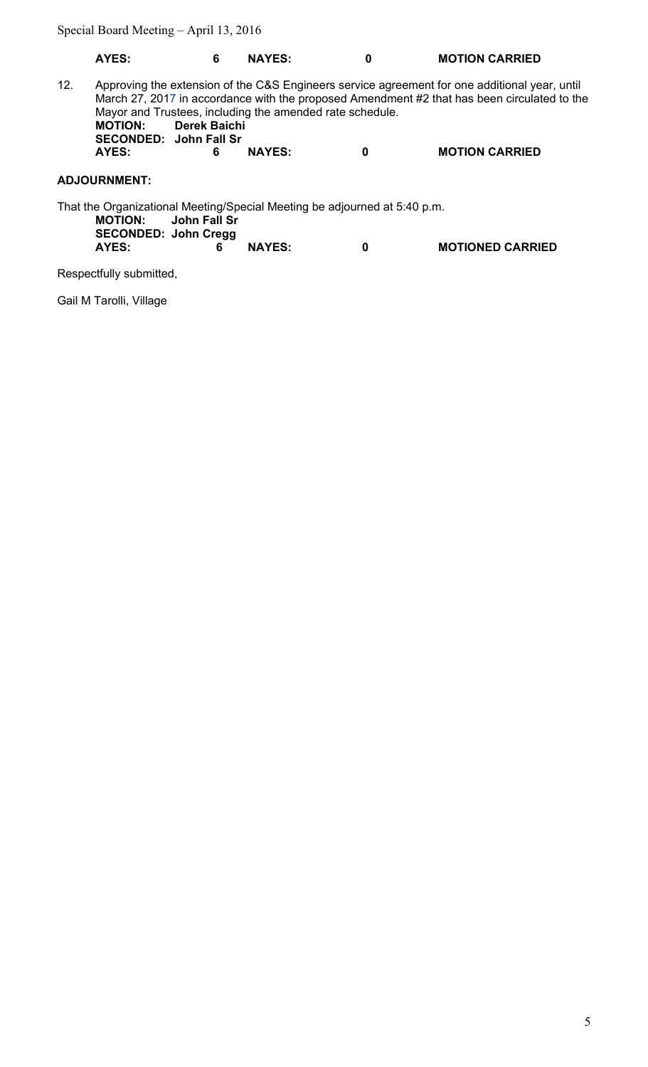**AYES:** 6 **NAYES:** 0 **MOTION CARRIED**

12. Approving the extension of the C&S Engineers service agreement for one additional year, until March 27, 2017 in accordance with the proposed Amendment #2 that has been circulated to the Mayor and Trustees, including the amended rate schedule.
    **MOTION: Derek Baichi**
    **SECONDED: John Fall Sr**
    **AYES:** 6 **NAYES:** 0 **MOTION CARRIED**

**ADJOURNMENT:**

That the Organizational Meeting/Special Meeting be adjourned at 5:40 p.m.
**MOTION: John Fall Sr**
**SECONDED: John Cregg**
**AYES:** 6 **NAYES:** 0 **MOTIONED CARRIED**

Respectfully submitted,

Gail M Tarolli, Village